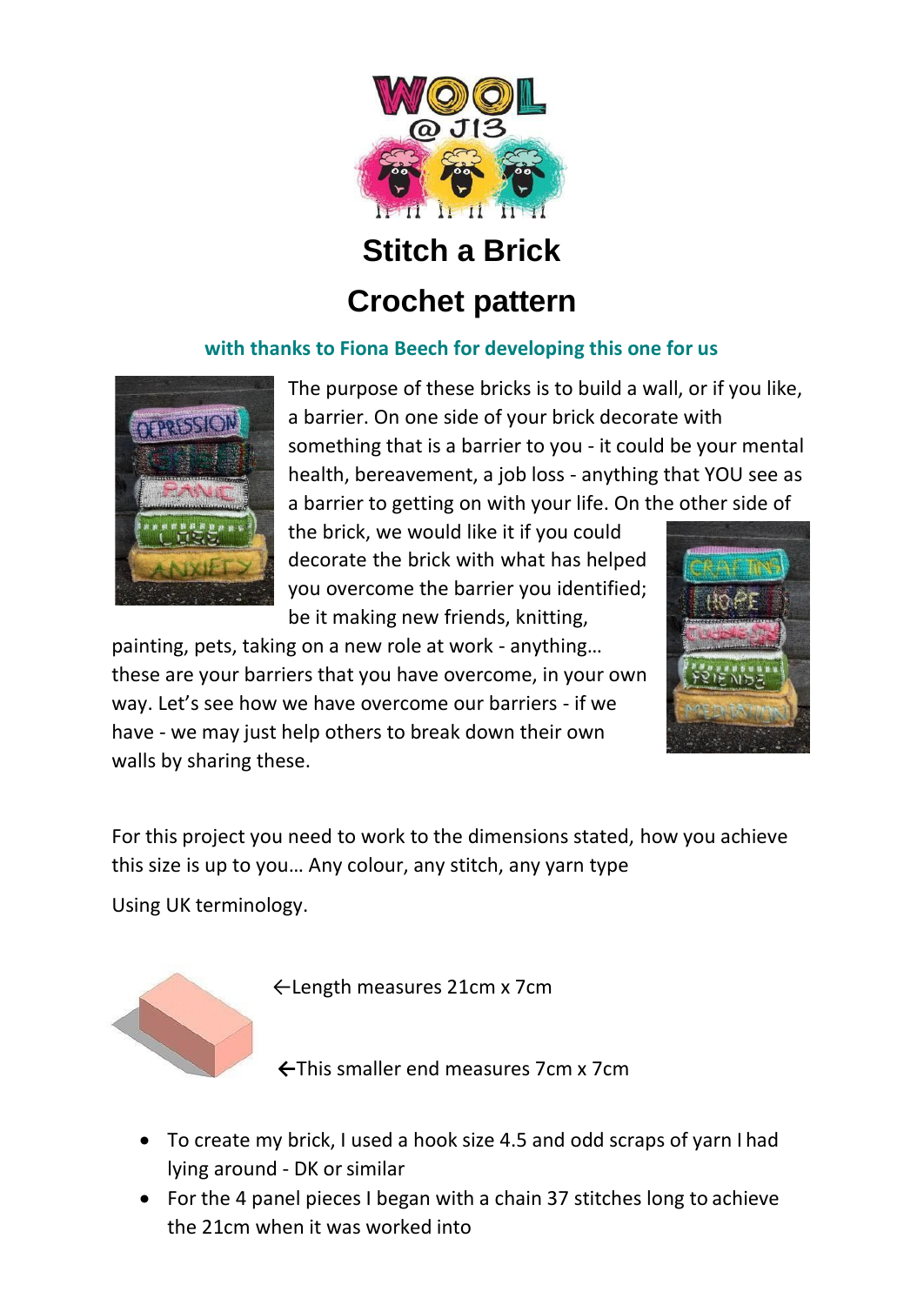# Stitch a Brick

# Crochet pattern

**with thanks to Fiona Beech for developing this one for us**

The purpose of these bricks is to build a wall, or if you like, a barrier. On one side of your brick decorate with something that is a barrier to you - it could be your mental health, bereavement, a job loss - anything that YOU see as a barrier to getting on with your life. On the other side of the brick, we would like it if you could decorate the brick with what has helped you overcome the barrier you identified; be it making new friends, knitting, painting, pets, taking on a new role at work - anything… these are your barriers that you have overcome, in your own way. Let's see how we have overcome our barriers - if we have - we may just help others to break down their own walls by sharing these.

For this project you need to work to the dimensions stated, how you achieve this size is up to you… Any colour, any stitch, any yarn type

Using UK terminology.

←Length measures 21cm x 7cm

←This smaller end measures 7cm x 7cm

- To create my brick, I used a hook size 4.5 and odd scraps of yarn I had lying around - DK or similar
- For the 4 panel pieces I began with a chain 37 stitches long to achieve the 21cm when it was worked into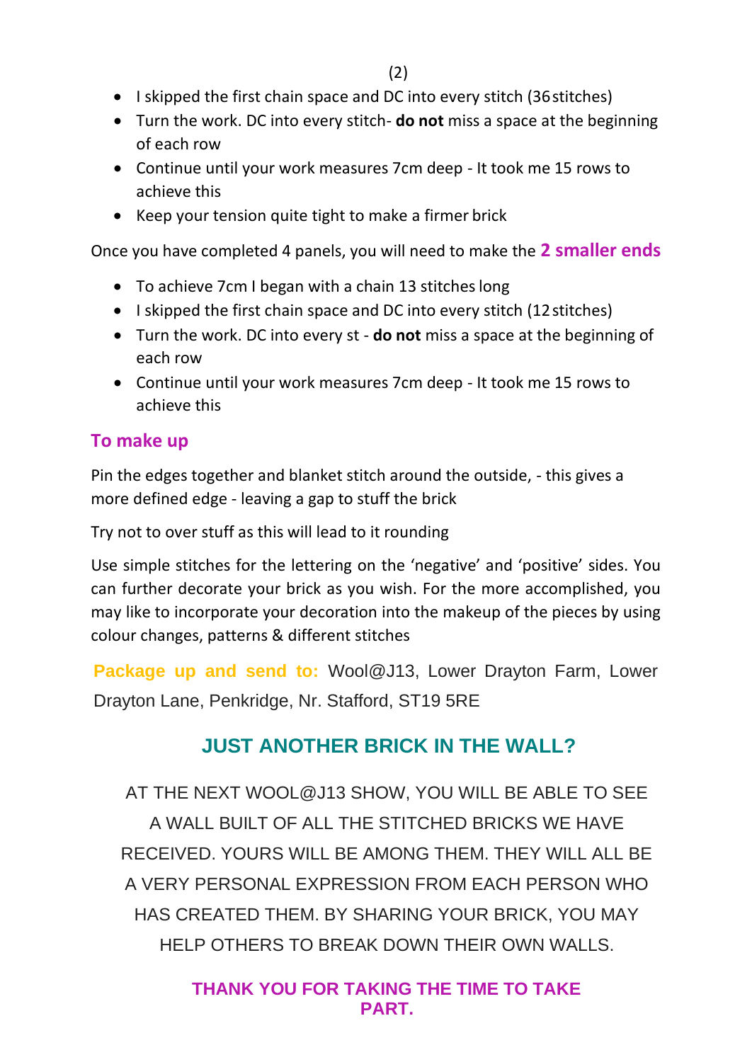- I skipped the first chain space and DC into every stitch (36 stitches)
- Turn the work. DC into every stitch- **do not** miss a space at the beginning of each row
- Continue until your work measures 7cm deep - It took me 15 rows to achieve this
- Keep your tension quite tight to make a firmer brick

Once you have completed 4 panels, you will need to make the **2 smaller ends**

- To achieve 7cm I began with a chain 13 stitches long
- I skipped the first chain space and DC into every stitch (12 stitches)
- Turn the work. DC into every st - **do not** miss a space at the beginning of each row
- Continue until your work measures 7cm deep - It took me 15 rows to achieve this

## To make up

Pin the edges together and blanket stitch around the outside, - this gives a more defined edge - leaving a gap to stuff the brick

Try not to over stuff as this will lead to it rounding

Use simple stitches for the lettering on the 'negative' and 'positive' sides. You can further decorate your brick as you wish. For the more accomplished, you may like to incorporate your decoration into the makeup of the pieces by using colour changes, patterns & different stitches

**Package up and send to:** Wool@J13, Lower Drayton Farm, Lower Drayton Lane, Penkridge, Nr. Stafford, ST19 5RE

## JUST ANOTHER BRICK IN THE WALL?

AT THE NEXT WOOL@J13 SHOW, YOU WILL BE ABLE TO SEE A WALL BUILT OF ALL THE STITCHED BRICKS WE HAVE RECEIVED. YOURS WILL BE AMONG THEM. THEY WILL ALL BE A VERY PERSONAL EXPRESSION FROM EACH PERSON WHO HAS CREATED THEM. BY SHARING YOUR BRICK, YOU MAY HELP OTHERS TO BREAK DOWN THEIR OWN WALLS.

**THANK YOU FOR TAKING THE TIME TO TAKE PART.**